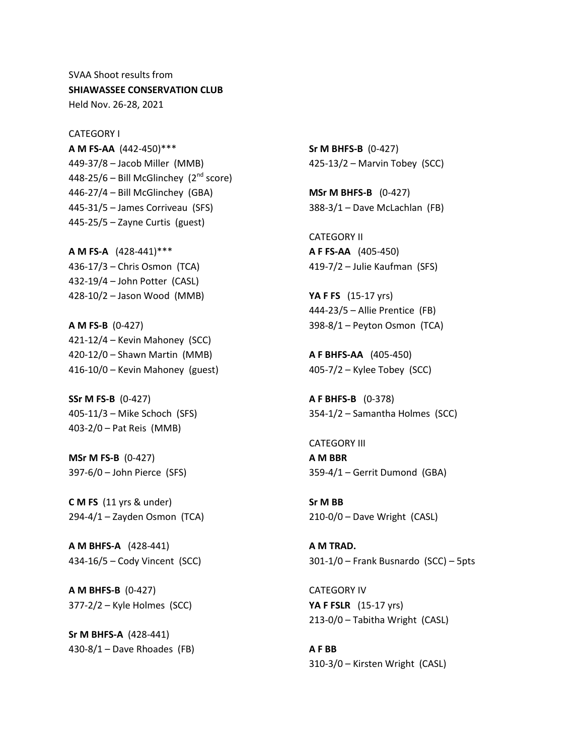SVAA Shoot results from

**SHIAWASSEE CONSERVATION CLUB**

Held Nov. 26-28, 2021

CATEGORY I

**A M FS-AA** (442-450)***

449-37/8 – Jacob Miller (MMB)
448-25/6 – Bill McGlinchey (2nd score)
446-27/4 – Bill McGlinchey (GBA)
445-31/5 – James Corriveau (SFS)
445-25/5 – Zayne Curtis (guest)

**A M FS-A** (428-441)***

436-17/3 – Chris Osmon (TCA)
432-19/4 – John Potter (CASL)
428-10/2 – Jason Wood (MMB)

**A M FS-B** (0-427)

421-12/4 – Kevin Mahoney (SCC)
420-12/0 – Shawn Martin (MMB)
416-10/0 – Kevin Mahoney (guest)

**SSr M FS-B** (0-427)

405-11/3 – Mike Schoch (SFS)
403-2/0 – Pat Reis (MMB)

**MSr M FS-B** (0-427)

397-6/0 – John Pierce (SFS)

**C M FS** (11 yrs & under)

294-4/1 – Zayden Osmon (TCA)

**A M BHFS-A** (428-441)

434-16/5 – Cody Vincent (SCC)

**A M BHFS-B** (0-427)

377-2/2 – Kyle Holmes (SCC)

**Sr M BHFS-A** (428-441)

430-8/1 – Dave Rhoades (FB)

**Sr M BHFS-B** (0-427)

425-13/2 – Marvin Tobey (SCC)

**MSr M BHFS-B** (0-427)

388-3/1 – Dave McLachlan (FB)

CATEGORY II

**A F FS-AA** (405-450)

419-7/2 – Julie Kaufman (SFS)

**YA F FS** (15-17 yrs)

444-23/5 – Allie Prentice (FB)
398-8/1 – Peyton Osmon (TCA)

**A F BHFS-AA** (405-450)

405-7/2 – Kylee Tobey (SCC)

**A F BHFS-B** (0-378)

354-1/2 – Samantha Holmes (SCC)

CATEGORY III

**A M BBR**

359-4/1 – Gerrit Dumond (GBA)

**Sr M BB**

210-0/0 – Dave Wright (CASL)

**A M TRAD.**

301-1/0 – Frank Busnardo (SCC) – 5pts

CATEGORY IV

**YA F FSLR** (15-17 yrs)

213-0/0 – Tabitha Wright (CASL)

**A F BB**

310-3/0 – Kirsten Wright (CASL)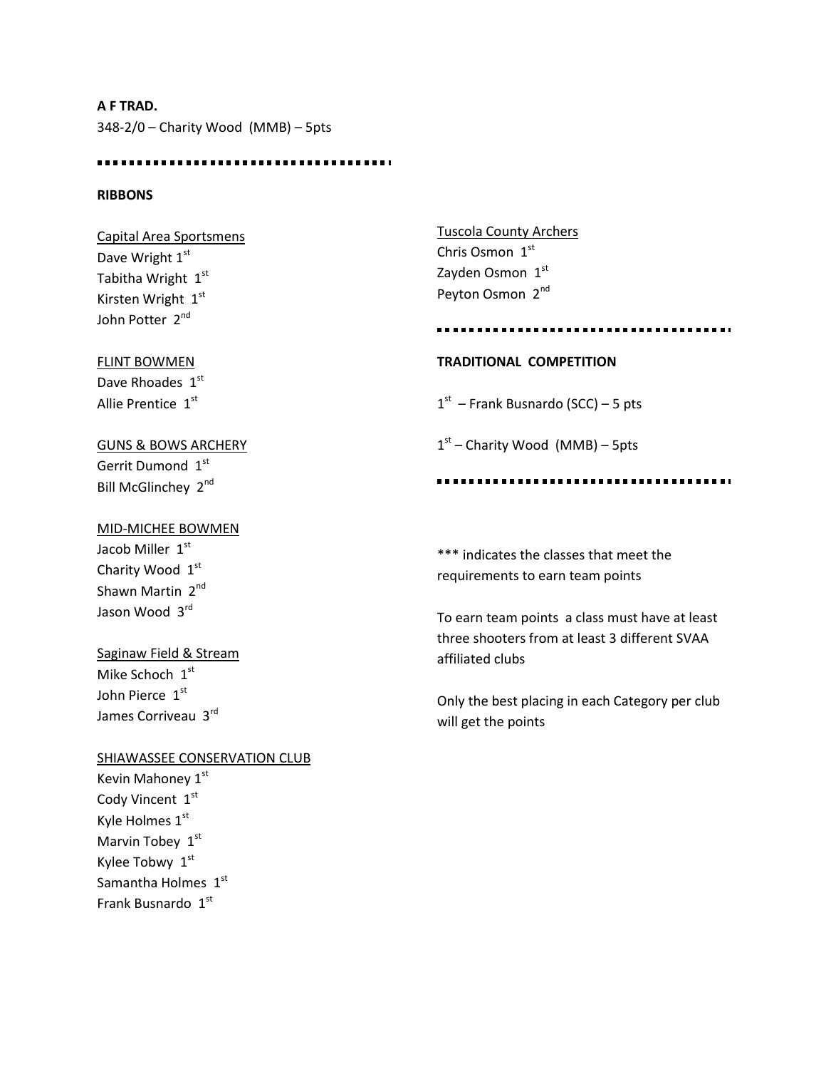**A F TRAD.**

348-2/0 – Charity Wood (MMB) – 5pts

---

**RIBBONS**

Capital Area Sportsmens
Dave Wright 1st
Tabitha Wright 1st
Kirsten Wright 1st
John Potter 2nd

FLINT BOWMEN
Dave Rhoades 1st
Allie Prentice 1st

GUNS & BOWS ARCHERY
Gerrit Dumond 1st
Bill McGlinchey 2nd

MID-MICHEE BOWMEN
Jacob Miller 1st
Charity Wood 1st
Shawn Martin 2nd
Jason Wood 3rd

Saginaw Field & Stream
Mike Schoch 1st
John Pierce 1st
James Corriveau 3rd

SHIAWASSEE CONSERVATION CLUB
Kevin Mahoney 1st
Cody Vincent 1st
Kyle Holmes 1st
Marvin Tobey 1st
Kylee Tobwy 1st
Samantha Holmes 1st
Frank Busnardo 1st

Tuscola County Archers
Chris Osmon 1st
Zayden Osmon 1st
Peyton Osmon 2nd

---

**TRADITIONAL COMPETITION**

1st – Frank Busnardo (SCC) – 5 pts

1st – Charity Wood (MMB) – 5pts

---

*** indicates the classes that meet the requirements to earn team points

To earn team points a class must have at least three shooters from at least 3 different SVAA affiliated clubs

Only the best placing in each Category per club will get the points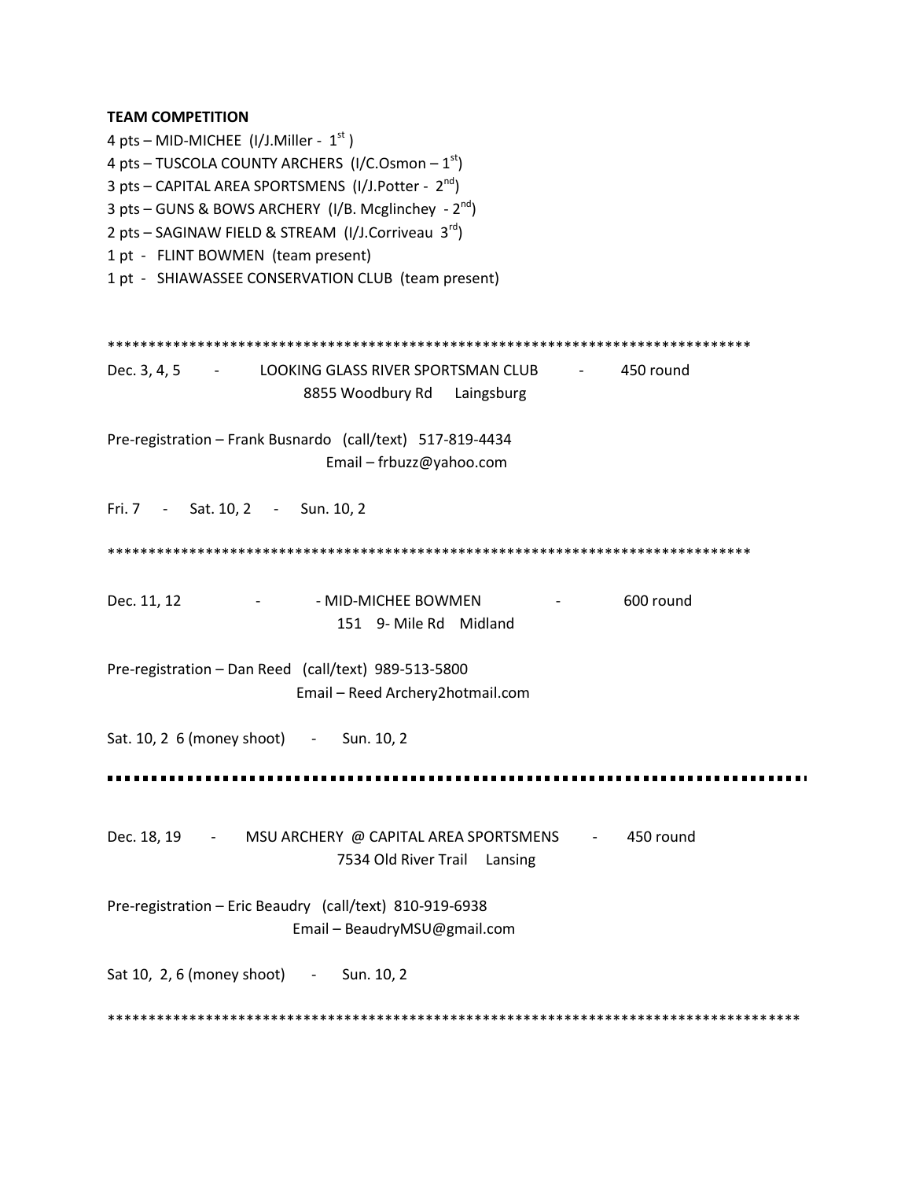**TEAM COMPETITION**

4 pts – MID-MICHEE (I/J.Miller - 1st )
4 pts – TUSCOLA COUNTY ARCHERS (I/C.Osmon – 1st)
3 pts – CAPITAL AREA SPORTSMENS (I/J.Potter - 2nd)
3 pts – GUNS & BOWS ARCHERY (I/B. Mcglinchey - 2nd)
2 pts – SAGINAW FIELD & STREAM (I/J.Corriveau 3rd)
1 pt - FLINT BOWMEN (team present)
1 pt - SHIAWASSEE CONSERVATION CLUB (team present)

*********************************************************************************

Dec. 3, 4, 5 - LOOKING GLASS RIVER SPORTSMAN CLUB - 450 round
8855 Woodbury Rd Laingsburg

Pre-registration – Frank Busnardo (call/text) 517-819-4434
Email – frbuzz@yahoo.com

Fri. 7 - Sat. 10, 2 - Sun. 10, 2

*********************************************************************************

Dec. 11, 12 - - MID-MICHEE BOWMEN - 600 round
151 9- Mile Rd Midland

Pre-registration – Dan Reed (call/text) 989-513-5800
Email – Reed Archery2hotmail.com

Sat. 10, 2 6 (money shoot) - Sun. 10, 2

---

Dec. 18, 19 - MSU ARCHERY @ CAPITAL AREA SPORTSMENS - 450 round
7534 Old River Trail Lansing

Pre-registration – Eric Beaudry (call/text) 810-919-6938
Email – BeaudryMSU@gmail.com

Sat 10, 2, 6 (money shoot) - Sun. 10, 2

*****************************************************************************************